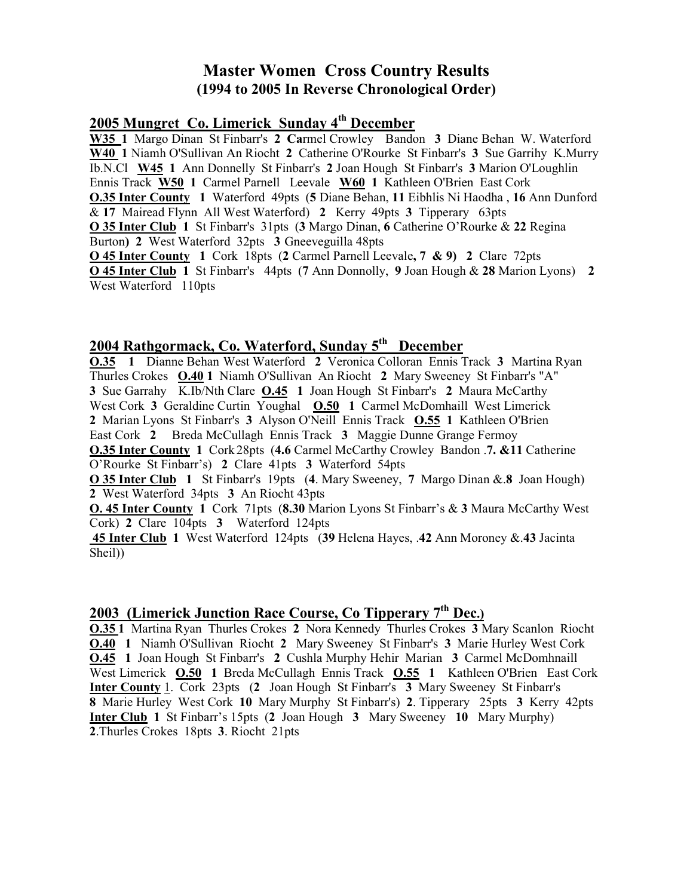# Master Women Cross Country Results
## (1994 to 2005 In Reverse Chronological Order)

### 2005 Mungret Co. Limerick Sunday 4th December

**W35 1** Margo Dinan St Finbarr's **2** Carmel Crowley Bandon **3** Diane Behan W. Waterford **W40 1** Niamh O'Sullivan An Riocht **2** Catherine O'Rourke St Finbarr's **3** Sue Garrihy K.Murry Ib.N.Cl **W45 1** Ann Donnelly St Finbarr's **2** Joan Hough St Finbarr's **3** Marion O'Loughlin Ennis Track **W50 1** Carmel Parnell Leevale **W60 1** Kathleen O'Brien East Cork
**O.35 Inter County 1** Waterford 49pts (**5** Diane Behan, **11** Eibhlis Ni Haodha , **16** Ann Dunford & **17** Mairead Flynn All West Waterford) **2** Kerry 49pts **3** Tipperary 63pts
**O 35 Inter Club 1** St Finbarr's 31pts (**3** Margo Dinan, **6** Catherine O'Rourke & **22** Regina Burton**) 2** West Waterford 32pts **3** Gneeveguilla 48pts
**O 45 Inter County 1** Cork 18pts (**2** Carmel Parnell Leevale**, 7 & 9) 2** Clare 72pts
**O 45 Inter Club 1** St Finbarr's 44pts (**7** Ann Donnolly, **9** Joan Hough & **28** Marion Lyons) **2** West Waterford 110pts

### 2004 Rathgormack, Co. Waterford, Sunday 5th December

**O.35 1** Dianne Behan West Waterford **2** Veronica Colloran Ennis Track **3** Martina Ryan Thurles Crokes **O.40 1** Niamh O'Sullivan An Riocht **2** Mary Sweeney St Finbarr's "A" **3** Sue Garrahy K.Ib/Nth Clare **O.45 1** Joan Hough St Finbarr's **2** Maura McCarthy West Cork **3** Geraldine Curtin Youghal **O.50 1** Carmel McDomhaill West Limerick **2** Marian Lyons St Finbarr's **3** Alyson O'Neill Ennis Track **O.55 1** Kathleen O'Brien East Cork **2** Breda McCullagh Ennis Track **3** Maggie Dunne Grange Fermoy
**O.35 Inter County 1** Cork 28pts (**4.6** Carmel McCarthy Crowley Bandon .**7. &11** Catherine O'Rourke St Finbarr's) **2** Clare 41pts **3** Waterford 54pts
**O 35 Inter Club 1** St Finbarr's 19pts (**4**. Mary Sweeney, **7** Margo Dinan &.**8** Joan Hough) **2** West Waterford 34pts **3** An Riocht 43pts
**O. 45 Inter County 1** Cork 71pts (**8.30** Marion Lyons St Finbarr's & **3** Maura McCarthy West Cork) **2** Clare 104pts **3** Waterford 124pts
**45 Inter Club 1** West Waterford 124pts (**39** Helena Hayes, .**42** Ann Moroney &.**43** Jacinta Sheil))

### 2003 (Limerick Junction Race Course, Co Tipperary 7th Dec.)

**O.35 1** Martina Ryan Thurles Crokes **2** Nora Kennedy Thurles Crokes **3** Mary Scanlon Riocht **O.40 1** Niamh O'Sullivan Riocht **2** Mary Sweeney St Finbarr's **3** Marie Hurley West Cork **O.45 1** Joan Hough St Finbarr's **2** Cushla Murphy Hehir Marian **3** Carmel McDomhnaill West Limerick **O.50 1** Breda McCullagh Ennis Track **O.55 1** Kathleen O'Brien East Cork **Inter County** 1. Cork 23pts (**2** Joan Hough St Finbarr's **3** Mary Sweeney St Finbarr's **8** Marie Hurley West Cork **10** Mary Murphy St Finbarr's) **2**. Tipperary 25pts **3** Kerry 42pts
**Inter Club 1** St Finbarr's 15pts (**2** Joan Hough **3** Mary Sweeney **10** Mary Murphy) **2**.Thurles Crokes 18pts **3**. Riocht 21pts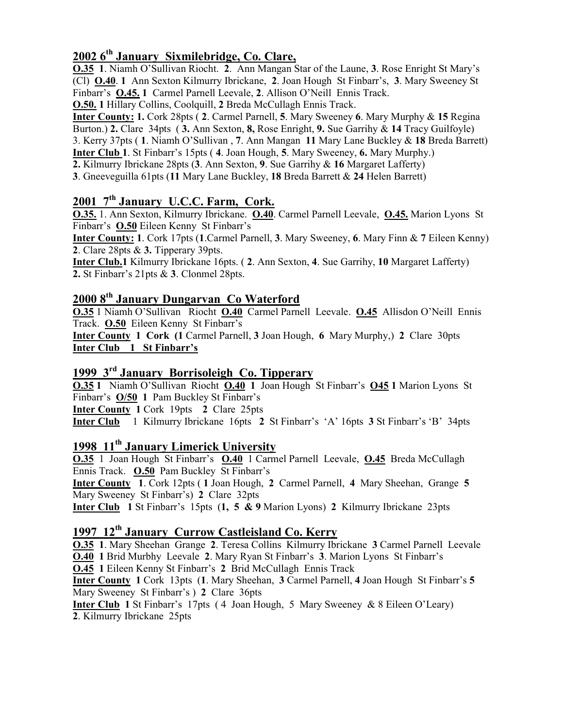## 2002 6th January Sixmilebridge, Co. Clare,

**O.35** **1**. Niamh O'Sullivan Riocht. **2**. Ann Mangan Star of the Laune, **3**. Rose Enright St Mary's (Cl) **O.40**. **1** Ann Sexton Kilmurry Ibrickane, **2**. Joan Hough St Finbarr's, **3**. Mary Sweeney St Finbarr's **O.45.** **1** Carmel Parnell Leevale, **2**. Allison O'Neill Ennis Track.
**O.50.** **1** Hillary Collins, Coolquill, **2** Breda McCullagh Ennis Track.
**Inter County:** **1.** Cork 28pts ( **2**. Carmel Parnell, **5**. Mary Sweeney **6**. Mary Murphy & **15** Regina Burton.) **2.** Clare 34pts ( **3.** Ann Sexton, **8,** Rose Enright, **9.** Sue Garrihy & **14** Tracy Guilfoyle) 3. Kerry 37pts ( **1**. Niamh O'Sullivan , **7**. Ann Mangan **11** Mary Lane Buckley & **18** Breda Barrett)
**Inter Club 1**. St Finbarr's 15pts ( **4**. Joan Hough, **5**. Mary Sweeney, **6.** Mary Murphy.)
**2.** Kilmurry Ibrickane 28pts (**3**. Ann Sexton, **9**. Sue Garrihy & **16** Margaret Lafferty)
**3**. Gneeveguilla 61pts (**11** Mary Lane Buckley, **18** Breda Barrett & **24** Helen Barrett)

## 2001 7th January U.C.C. Farm, Cork.

**O.35.** 1. Ann Sexton, Kilmurry Ibrickane. **O.40**. Carmel Parnell Leevale, **O.45.** Marion Lyons St Finbarr's **O.50** Eileen Kenny St Finbarr's
**Inter County:** **1**. Cork 17pts (**1**.Carmel Parnell, **3**. Mary Sweeney, **6**. Mary Finn & **7** Eileen Kenny) **2**. Clare 28pts & **3.** Tipperary 39pts.
**Inter Club.1** Kilmurry Ibrickane 16pts. ( **2**. Ann Sexton, **4**. Sue Garrihy, **10** Margaret Lafferty)
**2.** St Finbarr's 21pts & **3**. Clonmel 28pts.

## 2000 8th January Dungarvan Co Waterford

**O.35** 1 Niamh O'Sullivan Riocht **O.40** Carmel Parnell Leevale. **O.45** Allisdon O'Neill Ennis Track. **O.50** Eileen Kenny St Finbarr's
**Inter County** **1 Cork (1** Carmel Parnell, **3** Joan Hough, **6** Mary Murphy,) **2** Clare 30pts
**Inter Club 1 St Finbarr's**

## 1999 3rd January Borrisoleigh Co. Tipperary

**O.35 1** Niamh O'Sullivan Riocht **O.40 1** Joan Hough St Finbarr's **O45 1** Marion Lyons St Finbarr's **O/50 1** Pam Buckley St Finbarr's
**Inter County** **1** Cork 19pts **2** Clare 25pts
**Inter Club** 1 Kilmurry Ibrickane 16pts **2** St Finbarr's 'A' 16pts **3** St Finbarr's 'B' 34pts

## 1998 11th January Limerick University

**O.35** 1 Joan Hough St Finbarr's **O.40** 1 Carmel Parnell Leevale, **O.45** Breda McCullagh Ennis Track. **O.50** Pam Buckley St Finbarr's
**Inter County** **1**. Cork 12pts ( **1** Joan Hough, **2** Carmel Parnell, **4** Mary Sheehan, Grange **5** Mary Sweeney St Finbarr's) **2** Clare 32pts
**Inter Club** **1** St Finbarr's 15pts (**1, 5 & 9** Marion Lyons) **2** Kilmurry Ibrickane 23pts

## 1997 12th January Currow Castleisland Co. Kerry

**O.35** **1**. Mary Sheehan Grange **2**. Teresa Collins Kilmurry Ibrickane **3** Carmel Parnell Leevale
**O.40** **1** Brid Murbhy Leevale **2**. Mary Ryan St Finbarr's **3**. Marion Lyons St Finbarr's
**O.45** **1** Eileen Kenny St Finbarr's **2** Brid McCullagh Ennis Track
**Inter County** **1** Cork 13pts (**1**. Mary Sheehan, **3** Carmel Parnell, **4** Joan Hough St Finbarr's **5** Mary Sweeney St Finbarr's ) **2** Clare 36pts
**Inter Club** **1** St Finbarr's 17pts ( 4 Joan Hough, 5 Mary Sweeney & 8 Eileen O'Leary)
**2**. Kilmurry Ibrickane 25pts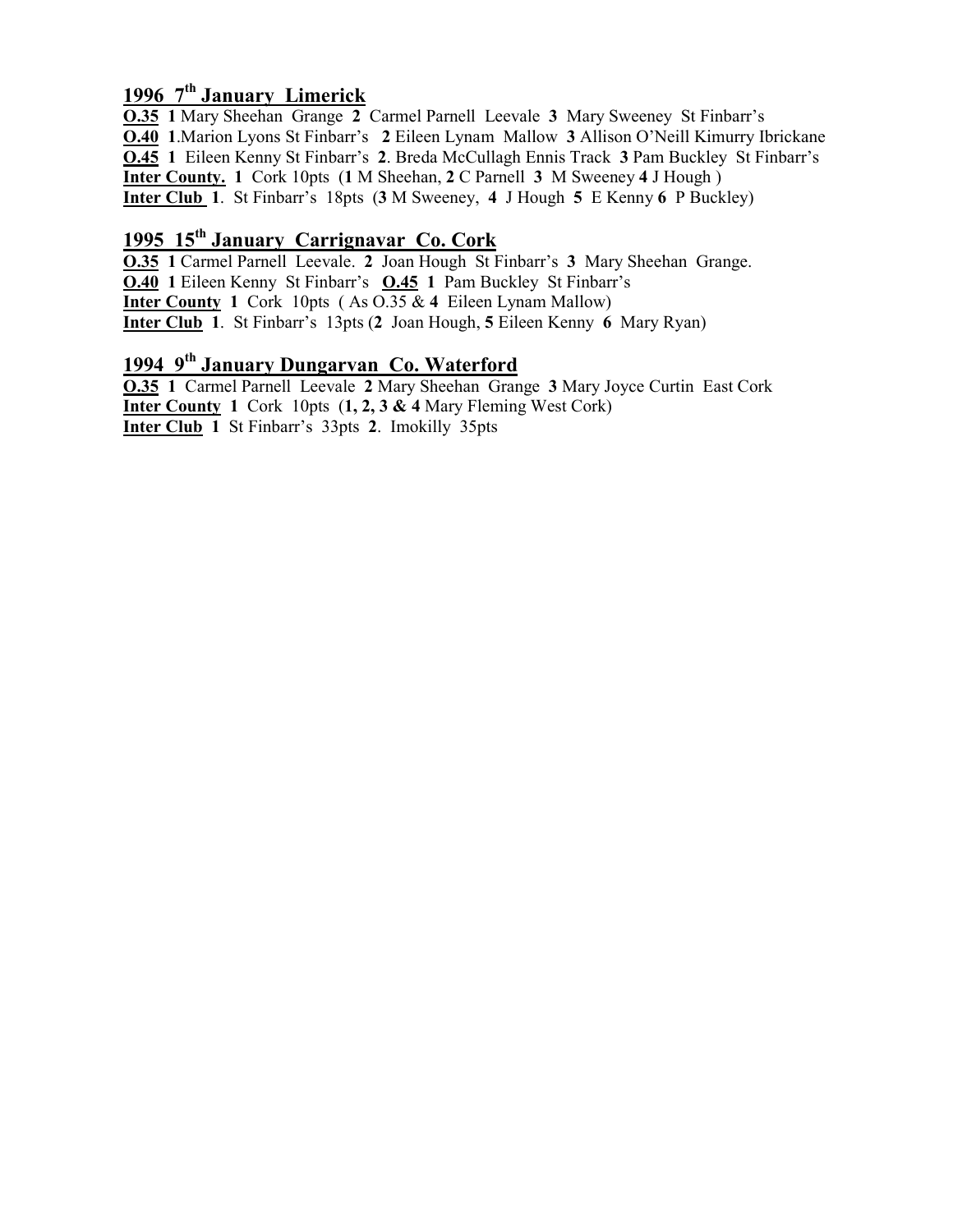## 1996 7th January Limerick

**O.35** **1** Mary Sheehan Grange **2** Carmel Parnell Leevale **3** Mary Sweeney St Finbarr's
**O.40** **1**.Marion Lyons St Finbarr's **2** Eileen Lynam Mallow **3** Allison O'Neill Kimurry Ibrickane
**O.45** **1** Eileen Kenny St Finbarr's **2**. Breda McCullagh Ennis Track **3** Pam Buckley St Finbarr's
**Inter County.** **1** Cork 10pts (**1** M Sheehan, **2** C Parnell **3** M Sweeney **4** J Hough )
**Inter Club** **1**. St Finbarr's 18pts (**3** M Sweeney, **4** J Hough **5** E Kenny **6** P Buckley)

## 1995 15th January Carrignavar Co. Cork

**O.35** **1** Carmel Parnell Leevale. **2** Joan Hough St Finbarr's **3** Mary Sheehan Grange.
**O.40** **1** Eileen Kenny St Finbarr's **O.45** **1** Pam Buckley St Finbarr's
**Inter County** **1** Cork 10pts ( As O.35 & **4** Eileen Lynam Mallow)
**Inter Club** **1**. St Finbarr's 13pts (**2** Joan Hough, **5** Eileen Kenny **6** Mary Ryan)

## 1994 9th January Dungarvan Co. Waterford

**O.35** **1** Carmel Parnell Leevale **2** Mary Sheehan Grange **3** Mary Joyce Curtin East Cork
**Inter County** **1** Cork 10pts (**1, 2, 3 & 4** Mary Fleming West Cork)
**Inter Club** **1** St Finbarr's 33pts **2**. Imokilly 35pts